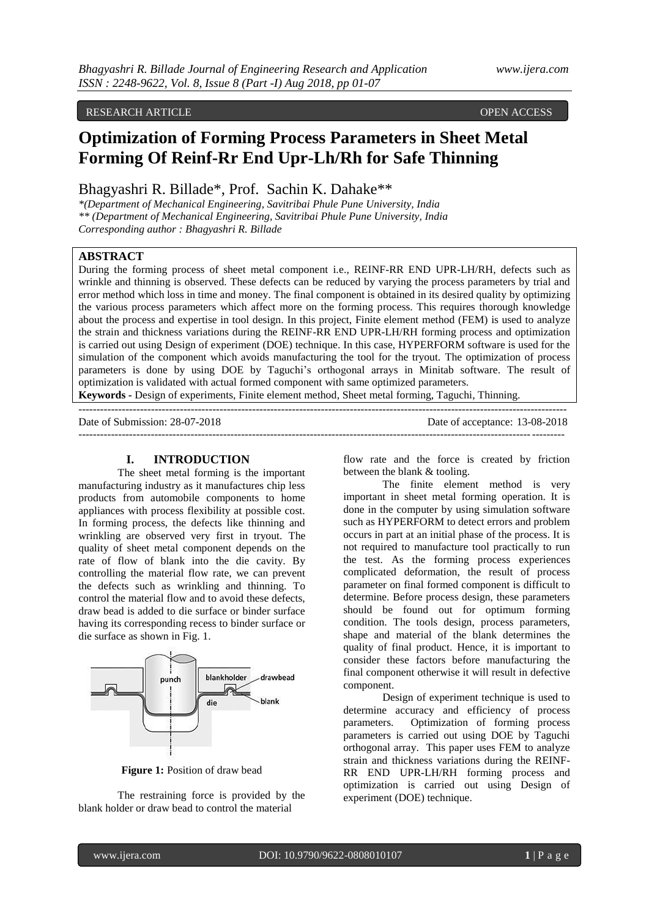RESEARCH ARTICLE OPEN ACCESS

# Optimization of Forming Process Parameters in Sheet Metal Forming Of Reinf-Rr End Upr-Lh/Rh for Safe Thinning

Bhagyashri R. Billade*, Prof. Sachin K. Dahake**

*(Department of Mechanical Engineering, Savitribai Phule Pune University, India
** (Department of Mechanical Engineering, Savitribai Phule Pune University, India
Corresponding author : Bhagyashri R. Billade

## ABSTRACT

During the forming process of sheet metal component i.e., REINF-RR END UPR-LH/RH, defects such as wrinkle and thinning is observed. These defects can be reduced by varying the process parameters by trial and error method which loss in time and money. The final component is obtained in its desired quality by optimizing the various process parameters which affect more on the forming process. This requires thorough knowledge about the process and expertise in tool design. In this project, Finite element method (FEM) is used to analyze the strain and thickness variations during the REINF-RR END UPR-LH/RH forming process and optimization is carried out using Design of experiment (DOE) technique. In this case, HYPERFORM software is used for the simulation of the component which avoids manufacturing the tool for the tryout. The optimization of process parameters is done by using DOE by Taguchi's orthogonal arrays in Minitab software. The result of optimization is validated with actual formed component with same optimized parameters.

**Keywords -** Design of experiments, Finite element method, Sheet metal forming, Taguchi, Thinning.

Date of Submission: 28-07-2018 Date of acceptance: 13-08-2018

## I. INTRODUCTION

The sheet metal forming is the important manufacturing industry as it manufactures chip less products from automobile components to home appliances with process flexibility at possible cost. In forming process, the defects like thinning and wrinkling are observed very first in tryout. The quality of sheet metal component depends on the rate of flow of blank into the die cavity. By controlling the material flow rate, we can prevent the defects such as wrinkling and thinning. To control the material flow and to avoid these defects, draw bead is added to die surface or binder surface having its corresponding recess to binder surface or die surface as shown in Fig. 1.

**Figure 1:** Position of draw bead

The restraining force is provided by the blank holder or draw bead to control the material flow rate and the force is created by friction between the blank & tooling.

The finite element method is very important in sheet metal forming operation. It is done in the computer by using simulation software such as HYPERFORM to detect errors and problem occurs in part at an initial phase of the process. It is not required to manufacture tool practically to run the test. As the forming process experiences complicated deformation, the result of process parameter on final formed component is difficult to determine. Before process design, these parameters should be found out for optimum forming condition. The tools design, process parameters, shape and material of the blank determines the quality of final product. Hence, it is important to consider these factors before manufacturing the final component otherwise it will result in defective component.

Design of experiment technique is used to determine accuracy and efficiency of process parameters. Optimization of forming process parameters is carried out using DOE by Taguchi orthogonal array. This paper uses FEM to analyze strain and thickness variations during the REINF-RR END UPR-LH/RH forming process and optimization is carried out using Design of experiment (DOE) technique.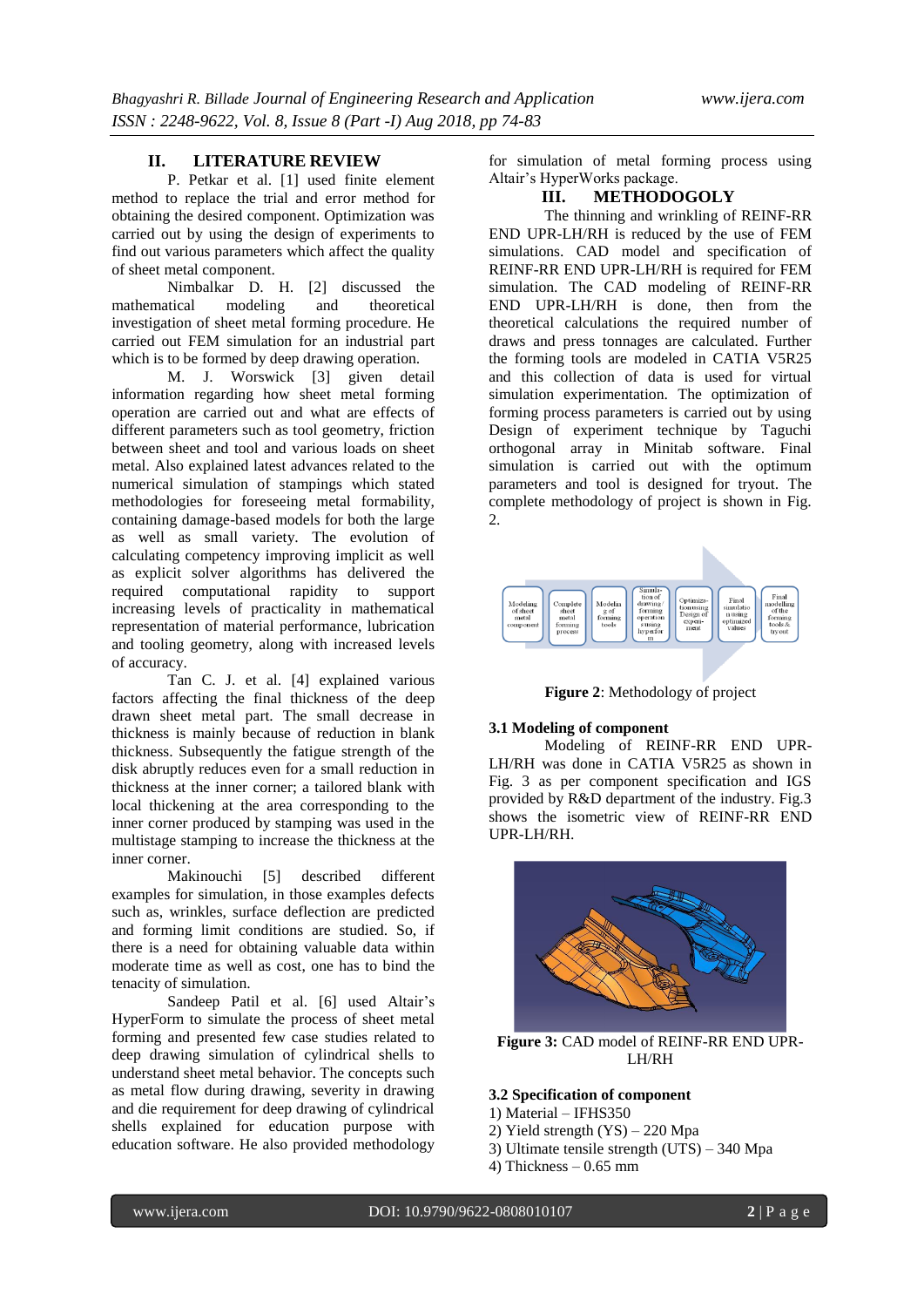## II. LITERATURE REVIEW

P. Petkar et al. [1] used finite element method to replace the trial and error method for obtaining the desired component. Optimization was carried out by using the design of experiments to find out various parameters which affect the quality of sheet metal component.

Nimbalkar D. H. [2] discussed the mathematical modeling and theoretical investigation of sheet metal forming procedure. He carried out FEM simulation for an industrial part which is to be formed by deep drawing operation.

M. J. Worswick [3] given detail information regarding how sheet metal forming operation are carried out and what are effects of different parameters such as tool geometry, friction between sheet and tool and various loads on sheet metal. Also explained latest advances related to the numerical simulation of stampings which stated methodologies for foreseeing metal formability, containing damage-based models for both the large as well as small variety. The evolution of calculating competency improving implicit as well as explicit solver algorithms has delivered the required computational rapidity to support increasing levels of practicality in mathematical representation of material performance, lubrication and tooling geometry, along with increased levels of accuracy.

Tan C. J. et al. [4] explained various factors affecting the final thickness of the deep drawn sheet metal part. The small decrease in thickness is mainly because of reduction in blank thickness. Subsequently the fatigue strength of the disk abruptly reduces even for a small reduction in thickness at the inner corner; a tailored blank with local thickening at the area corresponding to the inner corner produced by stamping was used in the multistage stamping to increase the thickness at the inner corner.

Makinouchi [5] described different examples for simulation, in those examples defects such as, wrinkles, surface deflection are predicted and forming limit conditions are studied. So, if there is a need for obtaining valuable data within moderate time as well as cost, one has to bind the tenacity of simulation.

Sandeep Patil et al. [6] used Altair's HyperForm to simulate the process of sheet metal forming and presented few case studies related to deep drawing simulation of cylindrical shells to understand sheet metal behavior. The concepts such as metal flow during drawing, severity in drawing and die requirement for deep drawing of cylindrical shells explained for education purpose with education software. He also provided methodology for simulation of metal forming process using Altair's HyperWorks package.

## III. METHODOGOLY

The thinning and wrinkling of REINF-RR END UPR-LH/RH is reduced by the use of FEM simulations. CAD model and specification of REINF-RR END UPR-LH/RH is required for FEM simulation. The CAD modeling of REINF-RR END UPR-LH/RH is done, then from the theoretical calculations the required number of draws and press tonnages are calculated. Further the forming tools are modeled in CATIA V5R25 and this collection of data is used for virtual simulation experimentation. The optimization of forming process parameters is carried out by using Design of experiment technique by Taguchi orthogonal array in Minitab software. Final simulation is carried out with the optimum parameters and tool is designed for tryout. The complete methodology of project is shown in Fig. 2.

Modeling of sheet metal component → Complete sheet metal forming process → Modeling of forming tools → Simulation of drawing/forming operations using hyperform → Optimization using Design of experiment → Final simulation using optimized values → Final modelling of the forming tools & tryout

**Figure 2**: Methodology of project

### 3.1 Modeling of component

Modeling of REINF-RR END UPR-LH/RH was done in CATIA V5R25 as shown in Fig. 3 as per component specification and IGS provided by R&D department of the industry. Fig.3 shows the isometric view of REINF-RR END UPR-LH/RH.

**Figure 3:** CAD model of REINF-RR END UPR-LH/RH

### 3.2 Specification of component

1) Material – IFHS350
2) Yield strength (YS) – 220 Mpa
3) Ultimate tensile strength (UTS) – 340 Mpa
4) Thickness – 0.65 mm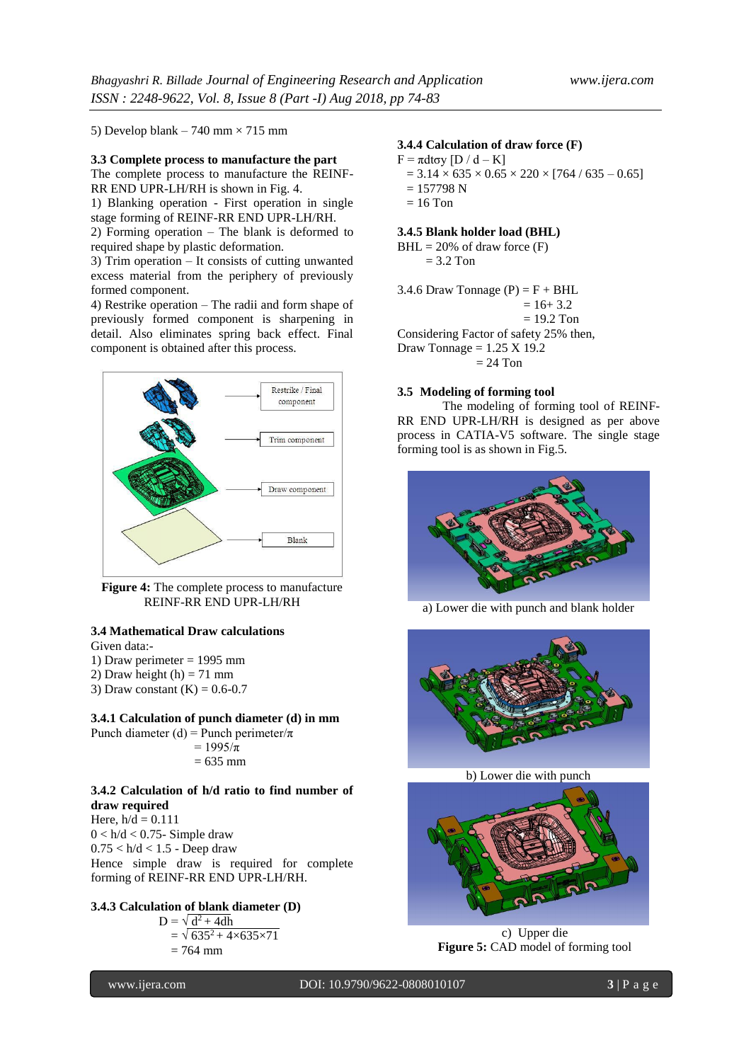5) Develop blank – 740 mm × 715 mm

### 3.3 Complete process to manufacture the part

The complete process to manufacture the REINF-RR END UPR-LH/RH is shown in Fig. 4.

1) Blanking operation - First operation in single stage forming of REINF-RR END UPR-LH/RH.
2) Forming operation – The blank is deformed to required shape by plastic deformation.
3) Trim operation – It consists of cutting unwanted excess material from the periphery of previously formed component.
4) Restrike operation – The radii and form shape of previously formed component is sharpening in detail. Also eliminates spring back effect. Final component is obtained after this process.

**Figure 4:** The complete process to manufacture REINF-RR END UPR-LH/RH

### 3.4 Mathematical Draw calculations

Given data:-
1) Draw perimeter = 1995 mm
2) Draw height (h) = 71 mm
3) Draw constant (K) = 0.6-0.7

### 3.4.1 Calculation of punch diameter (d) in mm

Punch diameter (d) = Punch perimeter/π
= 1995/π
= 635 mm

### 3.4.2 Calculation of h/d ratio to find number of draw required

Here, h/d = 0.111
0 < h/d < 0.75- Simple draw
0.75 < h/d < 1.5 - Deep draw
Hence simple draw is required for complete forming of REINF-RR END UPR-LH/RH.

### 3.4.3 Calculation of blank diameter (D)

$$D = \sqrt{d^2 + 4dh}$$
$$= \sqrt{635^2 + 4 \times 635 \times 71}$$
$$= 764 \text{ mm}$$

### 3.4.4 Calculation of draw force (F)

$$F = \pi d t \sigma y \,[D / d - K]$$
$$= 3.14 \times 635 \times 0.65 \times 220 \times [764 / 635 - 0.65]$$
$$= 157798 \text{ N}$$
$$= 16 \text{ Ton}$$

### 3.4.5 Blank holder load (BHL)

BHL = 20% of draw force (F)
= 3.2 Ton

3.4.6 Draw Tonnage (P) = F + BHL
= 16+ 3.2
= 19.2 Ton

Considering Factor of safety 25% then,
Draw Tonnage = 1.25 X 19.2
= 24 Ton

### 3.5 Modeling of forming tool

The modeling of forming tool of REINF-RR END UPR-LH/RH is designed as per above process in CATIA-V5 software. The single stage forming tool is as shown in Fig.5.

a) Lower die with punch and blank holder

b) Lower die with punch

c) Upper die

**Figure 5:** CAD model of forming tool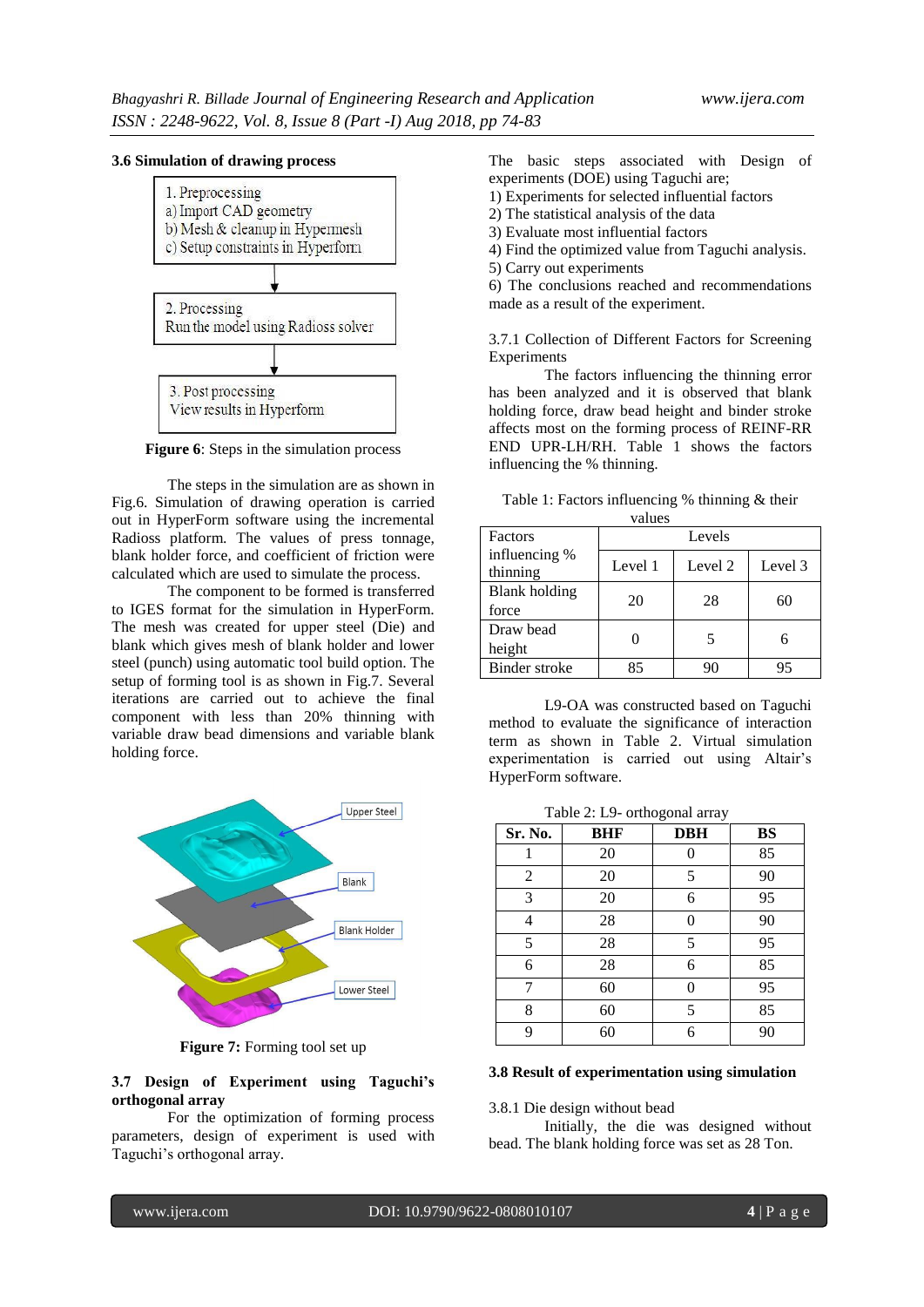### 3.6 Simulation of drawing process

1. Preprocessing
a) Import CAD geometry
b) Mesh & cleanup in Hypermesh
c) Setup constraints in Hyperform

2. Processing
Run the model using Radioss solver

3. Post processing
View results in Hyperform

**Figure 6**: Steps in the simulation process

The steps in the simulation are as shown in Fig.6. Simulation of drawing operation is carried out in HyperForm software using the incremental Radioss platform. The values of press tonnage, blank holder force, and coefficient of friction were calculated which are used to simulate the process.

The component to be formed is transferred to IGES format for the simulation in HyperForm. The mesh was created for upper steel (Die) and blank which gives mesh of blank holder and lower steel (punch) using automatic tool build option. The setup of forming tool is as shown in Fig.7. Several iterations are carried out to achieve the final component with less than 20% thinning with variable draw bead dimensions and variable blank holding force.

Upper Steel

Blank

Blank Holder

Lower Steel

**Figure 7:** Forming tool set up

### 3.7 Design of Experiment using Taguchi's orthogonal array

For the optimization of forming process parameters, design of experiment is used with Taguchi's orthogonal array.

The basic steps associated with Design of experiments (DOE) using Taguchi are;
1) Experiments for selected influential factors
2) The statistical analysis of the data
3) Evaluate most influential factors
4) Find the optimized value from Taguchi analysis.
5) Carry out experiments
6) The conclusions reached and recommendations made as a result of the experiment.

3.7.1 Collection of Different Factors for Screening Experiments

The factors influencing the thinning error has been analyzed and it is observed that blank holding force, draw bead height and binder stroke affects most on the forming process of REINF-RR END UPR-LH/RH. Table 1 shows the factors influencing the % thinning.

Table 1: Factors influencing % thinning & their values

| Factors influencing % thinning | Levels | | |
|---|---|---|---|
| | Level 1 | Level 2 | Level 3 |
| Blank holding force | 20 | 28 | 60 |
| Draw bead height | 0 | 5 | 6 |
| Binder stroke | 85 | 90 | 95 |

L9-OA was constructed based on Taguchi method to evaluate the significance of interaction term as shown in Table 2. Virtual simulation experimentation is carried out using Altair's HyperForm software.

Table 2: L9- orthogonal array

| Sr. No. | BHF | DBH | BS |
|---|---|---|---|
| 1 | 20 | 0 | 85 |
| 2 | 20 | 5 | 90 |
| 3 | 20 | 6 | 95 |
| 4 | 28 | 0 | 90 |
| 5 | 28 | 5 | 95 |
| 6 | 28 | 6 | 85 |
| 7 | 60 | 0 | 95 |
| 8 | 60 | 5 | 85 |
| 9 | 60 | 6 | 90 |

### 3.8 Result of experimentation using simulation

3.8.1 Die design without bead

Initially, the die was designed without bead. The blank holding force was set as 28 Ton.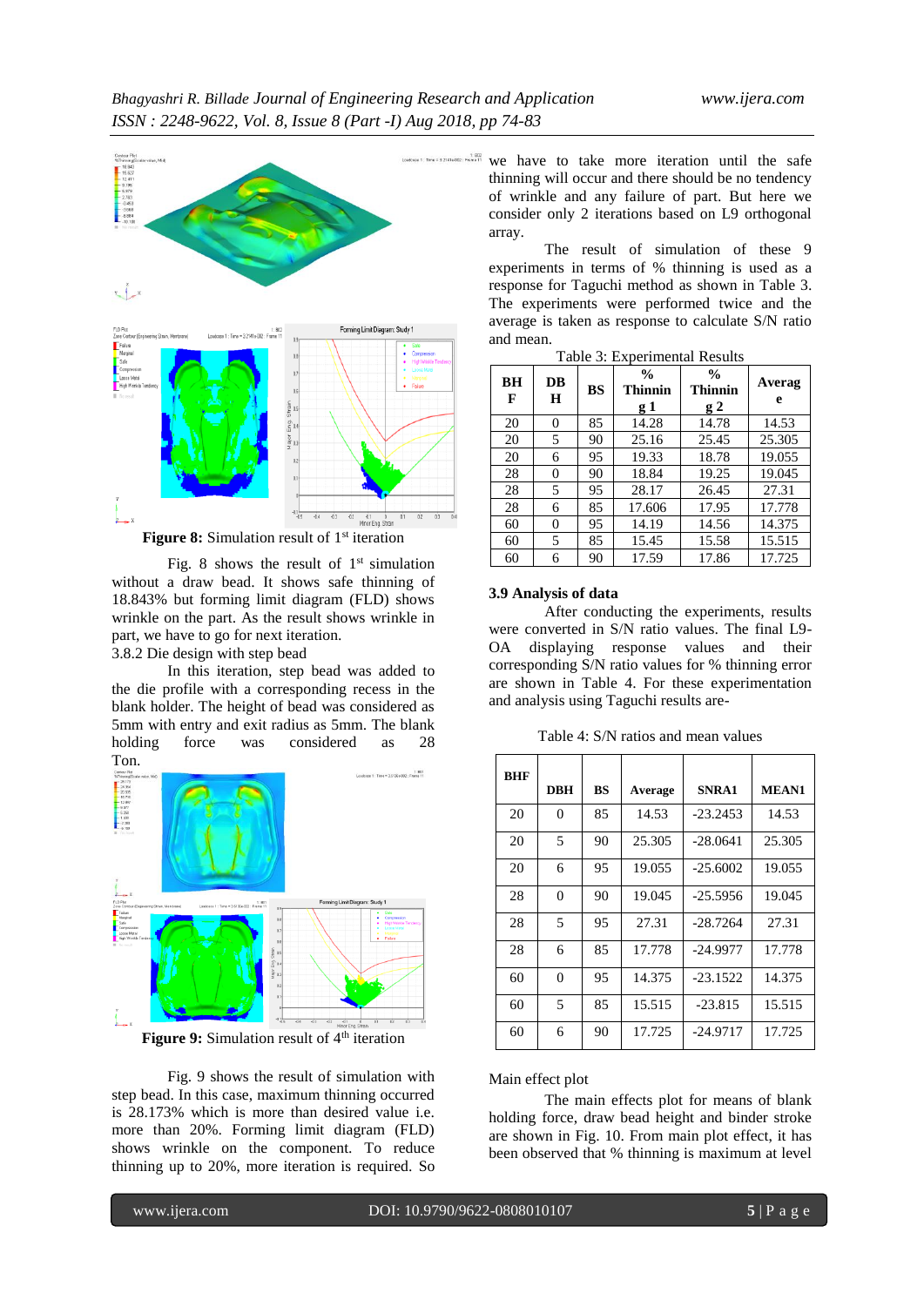**Figure 8:** Simulation result of 1st iteration

Fig. 8 shows the result of 1st simulation without a draw bead. It shows safe thinning of 18.843% but forming limit diagram (FLD) shows wrinkle on the part. As the result shows wrinkle in part, we have to go for next iteration.

3.8.2 Die design with step bead

In this iteration, step bead was added to the die profile with a corresponding recess in the blank holder. The height of bead was considered as 5mm with entry and exit radius as 5mm. The blank holding force was considered as 28 Ton.

**Figure 9:** Simulation result of 4th iteration

Fig. 9 shows the result of simulation with step bead. In this case, maximum thinning occurred is 28.173% which is more than desired value i.e. more than 20%. Forming limit diagram (FLD) shows wrinkle on the component. To reduce thinning up to 20%, more iteration is required. So we have to take more iteration until the safe thinning will occur and there should be no tendency of wrinkle and any failure of part. But here we consider only 2 iterations based on L9 orthogonal array.

The result of simulation of these 9 experiments in terms of % thinning is used as a response for Taguchi method as shown in Table 3. The experiments were performed twice and the average is taken as response to calculate S/N ratio and mean.

Table 3: Experimental Results

| BHF | DBH | BS | % Thinning 1 | % Thinning 2 | Average |
|---|---|---|---|---|---|
| 20 | 0 | 85 | 14.28 | 14.78 | 14.53 |
| 20 | 5 | 90 | 25.16 | 25.45 | 25.305 |
| 20 | 6 | 95 | 19.33 | 18.78 | 19.055 |
| 28 | 0 | 90 | 18.84 | 19.25 | 19.045 |
| 28 | 5 | 95 | 28.17 | 26.45 | 27.31 |
| 28 | 6 | 85 | 17.606 | 17.95 | 17.778 |
| 60 | 0 | 95 | 14.19 | 14.56 | 14.375 |
| 60 | 5 | 85 | 15.45 | 15.58 | 15.515 |
| 60 | 6 | 90 | 17.59 | 17.86 | 17.725 |

### 3.9 Analysis of data

After conducting the experiments, results were converted in S/N ratio values. The final L9-OA displaying response values and their corresponding S/N ratio values for % thinning error are shown in Table 4. For these experimentation and analysis using Taguchi results are-

Table 4: S/N ratios and mean values

| BHF | DBH | BS | Average | SNRA1 | MEAN1 |
|---|---|---|---|---|---|
| 20 | 0 | 85 | 14.53 | -23.2453 | 14.53 |
| 20 | 5 | 90 | 25.305 | -28.0641 | 25.305 |
| 20 | 6 | 95 | 19.055 | -25.6002 | 19.055 |
| 28 | 0 | 90 | 19.045 | -25.5956 | 19.045 |
| 28 | 5 | 95 | 27.31 | -28.7264 | 27.31 |
| 28 | 6 | 85 | 17.778 | -24.9977 | 17.778 |
| 60 | 0 | 95 | 14.375 | -23.1522 | 14.375 |
| 60 | 5 | 85 | 15.515 | -23.815 | 15.515 |
| 60 | 6 | 90 | 17.725 | -24.9717 | 17.725 |

Main effect plot

The main effects plot for means of blank holding force, draw bead height and binder stroke are shown in Fig. 10. From main plot effect, it has been observed that % thinning is maximum at level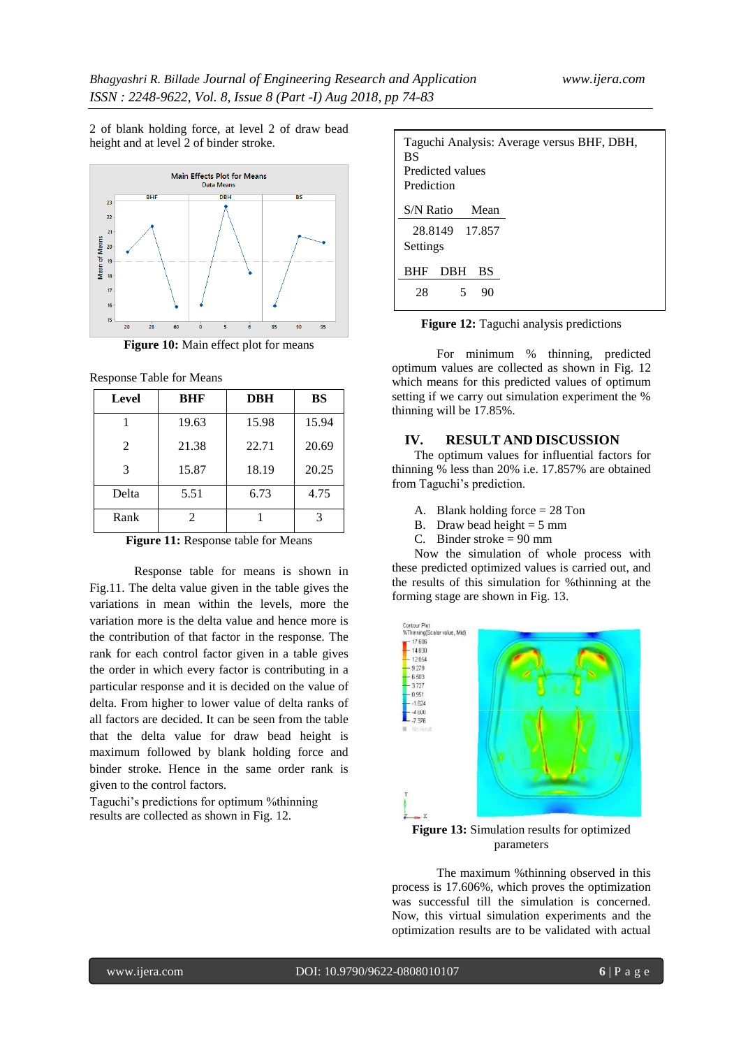2 of blank holding force, at level 2 of draw bead height and at level 2 of binder stroke.

**Figure 10:** Main effect plot for means

Response Table for Means

| Level | BHF | DBH | BS |
|---|---|---|---|
| 1 | 19.63 | 15.98 | 15.94 |
| 2 | 21.38 | 22.71 | 20.69 |
| 3 | 15.87 | 18.19 | 20.25 |
| Delta | 5.51 | 6.73 | 4.75 |
| Rank | 2 | 1 | 3 |

**Figure 11:** Response table for Means

Response table for means is shown in Fig.11. The delta value given in the table gives the variations in mean within the levels, more the variation more is the delta value and hence more is the contribution of that factor in the response. The rank for each control factor given in a table gives the order in which every factor is contributing in a particular response and it is decided on the value of delta. From higher to lower value of delta ranks of all factors are decided. It can be seen from the table that the delta value for draw bead height is maximum followed by blank holding force and binder stroke. Hence in the same order rank is given to the control factors.

Taguchi's predictions for optimum %thinning results are collected as shown in Fig. 12.

Taguchi Analysis: Average versus BHF, DBH, BS

Predicted values

Prediction

| S/N Ratio | Mean |
|---|---|
| 28.8149 | 17.857 |

Settings

| BHF | DBH | BS |
|---|---|---|
| 28 | 5 | 90 |

**Figure 12:** Taguchi analysis predictions

For minimum % thinning, predicted optimum values are collected as shown in Fig. 12 which means for this predicted values of optimum setting if we carry out simulation experiment the % thinning will be 17.85%.

## IV. RESULT AND DISCUSSION

The optimum values for influential factors for thinning % less than 20% i.e. 17.857% are obtained from Taguchi's prediction.

A. Blank holding force = 28 Ton
B. Draw bead height = 5 mm
C. Binder stroke = 90 mm

Now the simulation of whole process with these predicted optimized values is carried out, and the results of this simulation for %thinning at the forming stage are shown in Fig. 13.

**Figure 13:** Simulation results for optimized parameters

The maximum %thinning observed in this process is 17.606%, which proves the optimization was successful till the simulation is concerned. Now, this virtual simulation experiments and the optimization results are to be validated with actual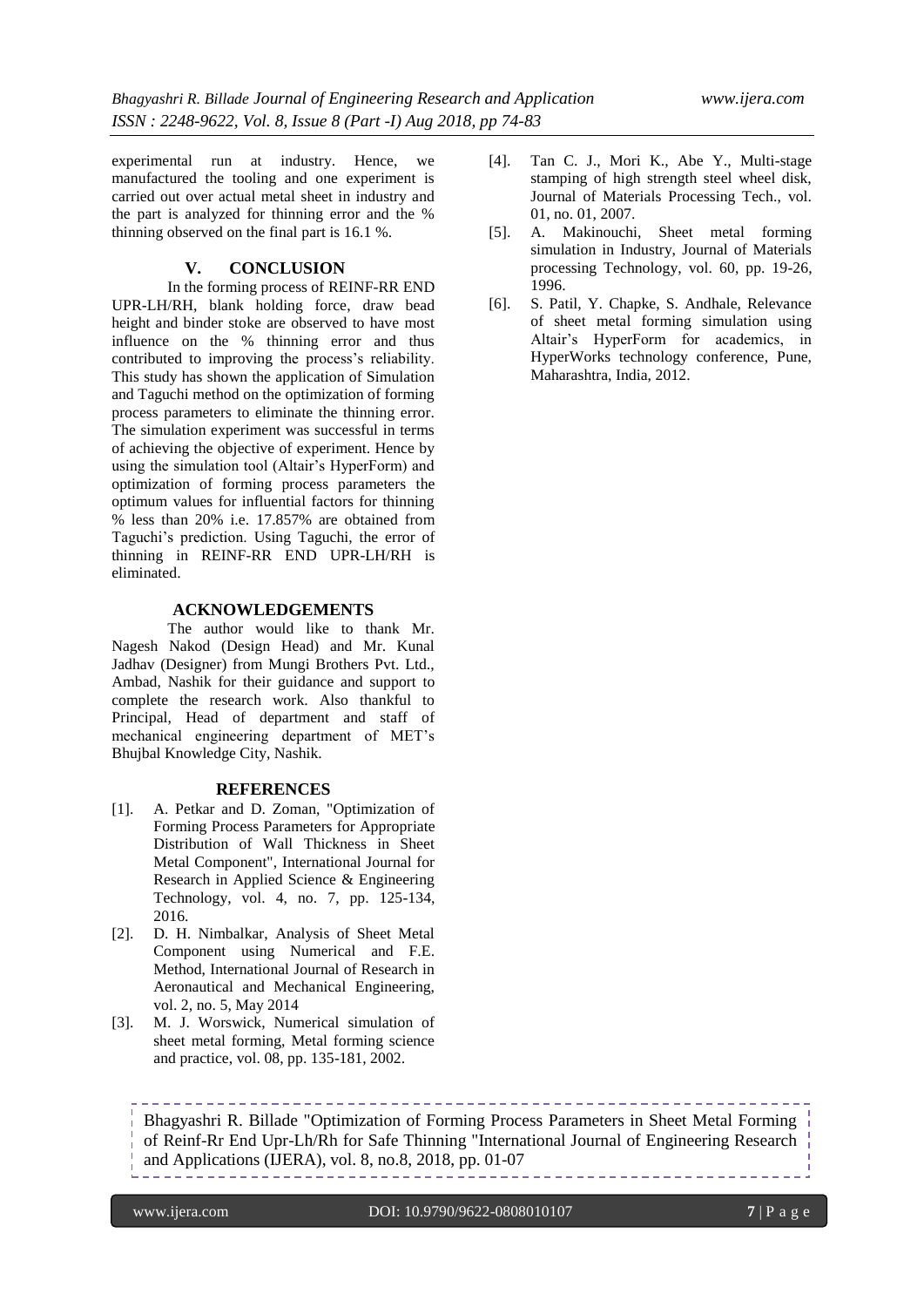experimental run at industry. Hence, we manufactured the tooling and one experiment is carried out over actual metal sheet in industry and the part is analyzed for thinning error and the % thinning observed on the final part is 16.1 %.

## V. CONCLUSION

In the forming process of REINF-RR END UPR-LH/RH, blank holding force, draw bead height and binder stoke are observed to have most influence on the % thinning error and thus contributed to improving the process's reliability. This study has shown the application of Simulation and Taguchi method on the optimization of forming process parameters to eliminate the thinning error. The simulation experiment was successful in terms of achieving the objective of experiment. Hence by using the simulation tool (Altair's HyperForm) and optimization of forming process parameters the optimum values for influential factors for thinning % less than 20% i.e. 17.857% are obtained from Taguchi's prediction. Using Taguchi, the error of thinning in REINF-RR END UPR-LH/RH is eliminated.

## ACKNOWLEDGEMENTS

The author would like to thank Mr. Nagesh Nakod (Design Head) and Mr. Kunal Jadhav (Designer) from Mungi Brothers Pvt. Ltd., Ambad, Nashik for their guidance and support to complete the research work. Also thankful to Principal, Head of department and staff of mechanical engineering department of MET's Bhujbal Knowledge City, Nashik.

## REFERENCES

[1]. A. Petkar and D. Zoman, "Optimization of Forming Process Parameters for Appropriate Distribution of Wall Thickness in Sheet Metal Component", International Journal for Research in Applied Science & Engineering Technology, vol. 4, no. 7, pp. 125-134, 2016.

[2]. D. H. Nimbalkar, Analysis of Sheet Metal Component using Numerical and F.E. Method, International Journal of Research in Aeronautical and Mechanical Engineering, vol. 2, no. 5, May 2014

[3]. M. J. Worswick, Numerical simulation of sheet metal forming, Metal forming science and practice, vol. 08, pp. 135-181, 2002.

[4]. Tan C. J., Mori K., Abe Y., Multi-stage stamping of high strength steel wheel disk, Journal of Materials Processing Tech., vol. 01, no. 01, 2007.

[5]. A. Makinouchi, Sheet metal forming simulation in Industry, Journal of Materials processing Technology, vol. 60, pp. 19-26, 1996.

[6]. S. Patil, Y. Chapke, S. Andhale, Relevance of sheet metal forming simulation using Altair's HyperForm for academics, in HyperWorks technology conference, Pune, Maharashtra, India, 2012.

Bhagyashri R. Billade "Optimization of Forming Process Parameters in Sheet Metal Forming of Reinf-Rr End Upr-Lh/Rh for Safe Thinning "International Journal of Engineering Research and Applications (IJERA), vol. 8, no.8, 2018, pp. 01-07